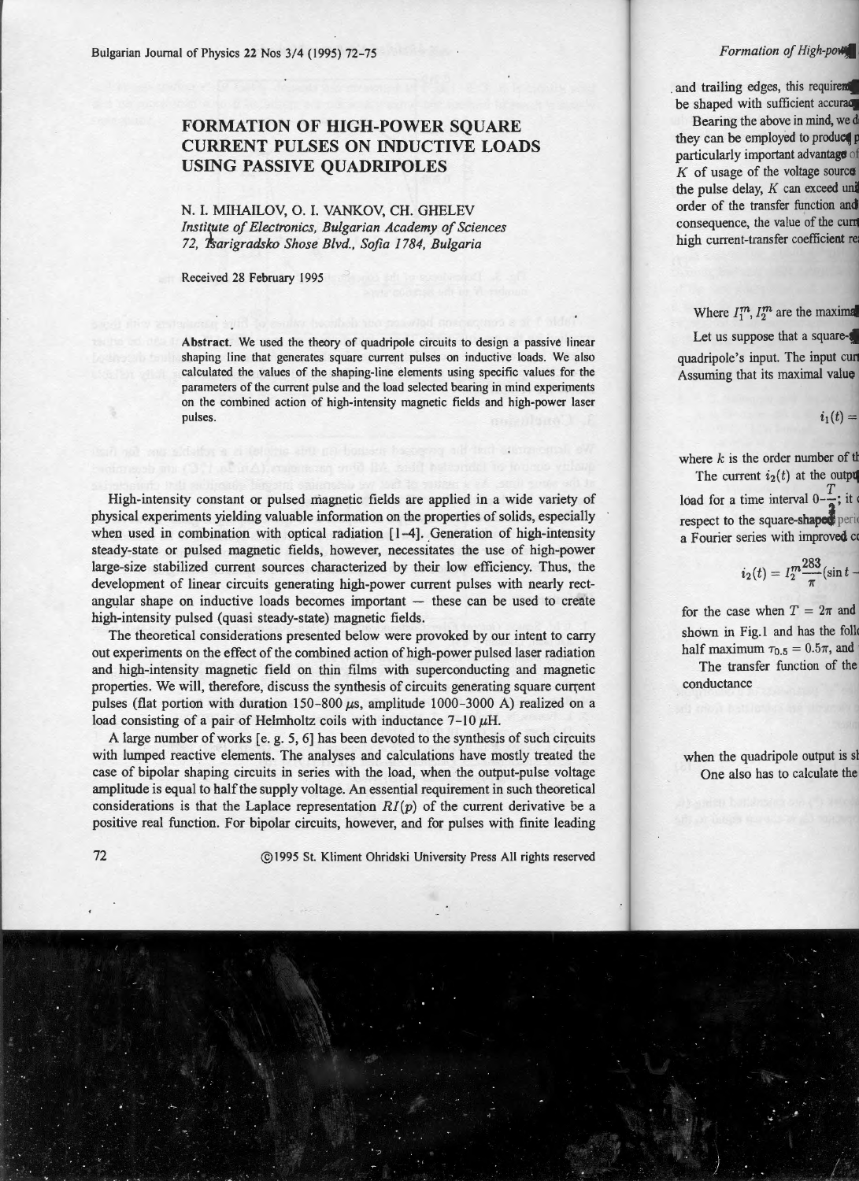# FORMATION OF HIGH-POWER SQUARE CURRENT PULSES ON INDUCTIVE LOADS USING PASSIVE QUADRIPOLES

N. I. MIHAILOV, O. I. VANKOV, CH. GHELEV

*Institute of Electronics, Bulgarian Academy of Sciences*
*72, Tsarigradsko Shose Blvd., Sofia 1784, Bulgaria*

Received 28 February 1995

**Abstract.** We used the theory of quadripole circuits to design a passive linear shaping line that generates square current pulses on inductive loads. We also calculated the values of the shaping-line elements using specific values for the parameters of the current pulse and the load selected bearing in mind experiments on the combined action of high-intensity magnetic fields and high-power laser pulses.

High-intensity constant or pulsed magnetic fields are applied in a wide variety of physical experiments yielding valuable information on the properties of solids, especially when used in combination with optical radiation [1-4]. Generation of high-intensity steady-state or pulsed magnetic fields, however, necessitates the use of high-power large-size stabilized current sources characterized by their low efficiency. Thus, the development of linear circuits generating high-power current pulses with nearly rectangular shape on inductive loads becomes important — these can be used to create high-intensity pulsed (quasi steady-state) magnetic fields.

The theoretical considerations presented below were provoked by our intent to carry out experiments on the effect of the combined action of high-power pulsed laser radiation and high-intensity magnetic field on thin films with superconducting and magnetic properties. We will, therefore, discuss the synthesis of circuits generating square current pulses (flat portion with duration 150–800 $\mu$s, amplitude 1000–3000 A) realized on a load consisting of a pair of Helmholtz coils with inductance 7–10 $\mu$H.

A large number of works [e. g. 5, 6] has been devoted to the synthesis of such circuits with lumped reactive elements. The analyses and calculations have mostly treated the case of bipolar shaping circuits in series with the load, when the output-pulse voltage amplitude is equal to half the supply voltage. An essential requirement in such theoretical considerations is that the Laplace representation $RI(p)$ of the current derivative be a positive real function. For bipolar circuits, however, and for pulses with finite leading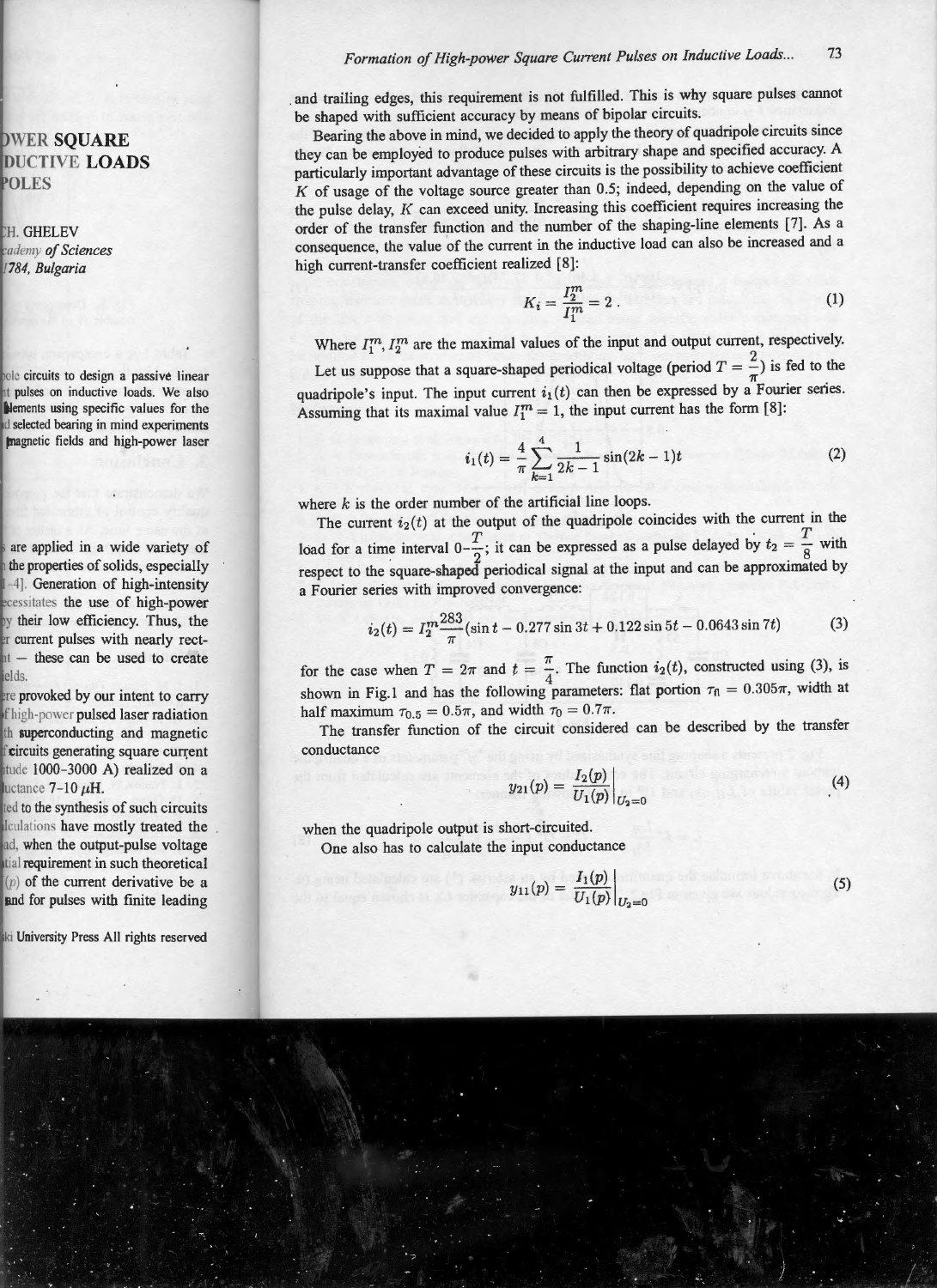and trailing edges, this requirement is not fulfilled. This is why square pulses cannot be shaped with sufficient accuracy by means of bipolar circuits.

Bearing the above in mind, we decided to apply the theory of quadripole circuits since they can be employed to produce pulses with arbitrary shape and specified accuracy. A particularly important advantage of these circuits is the possibility to achieve coefficient $K$ of usage of the voltage source greater than 0.5; indeed, depending on the value of the pulse delay, $K$ can exceed unity. Increasing this coefficient requires increasing the order of the transfer function and the number of the shaping-line elements [7]. As a consequence, the value of the current in the inductive load can also be increased and a high current-transfer coefficient realized [8]:

$$K_i = \frac{I_2^m}{I_1^m} = 2 . \tag{1}$$

Where $I_1^m, I_2^m$ are the maximal values of the input and output current, respectively.

Let us suppose that a square-shaped periodical voltage (period $T = \frac{2}{\pi}$) is fed to the quadripole's input. The input current $i_1(t)$ can then be expressed by a Fourier series. Assuming that its maximal value $I_1^m = 1$, the input current has the form [8]:

$$i_1(t) = \frac{4}{\pi} \sum_{k=1}^{4} \frac{1}{2k-1} \sin(2k-1)t \tag{2}$$

where $k$ is the order number of the artificial line loops.

The current $i_2(t)$ at the output of the quadripole coincides with the current in the load for a time interval $0$–$\frac{T}{2}$; it can be expressed as a pulse delayed by $t_2 = \frac{T}{8}$ with respect to the square-shaped periodical signal at the input and can be approximated by a Fourier series with improved convergence:

$$i_2(t) = I_2^m \frac{283}{\pi} (\sin t - 0.277 \sin 3t + 0.122 \sin 5t - 0.0643 \sin 7t) \tag{3}$$

for the case when $T = 2\pi$ and $t = \frac{\pi}{4}$. The function $i_2(t)$, constructed using (3), is shown in Fig.1 and has the following parameters: flat portion $\tau_{fl} = 0.305\pi$, width at half maximum $\tau_{0.5} = 0.5\pi$, and width $\tau_0 = 0.7\pi$.

The transfer function of the circuit considered can be described by the transfer conductance

$$y_{21}(p) = \left. \frac{I_2(p)}{U_1(p)} \right|_{U_2=0} \tag{4}$$

when the quadripole output is short-circuited.

One also has to calculate the input conductance

$$y_{11}(p) = \left. \frac{I_1(p)}{U_1(p)} \right|_{U_2=0} \tag{5}$$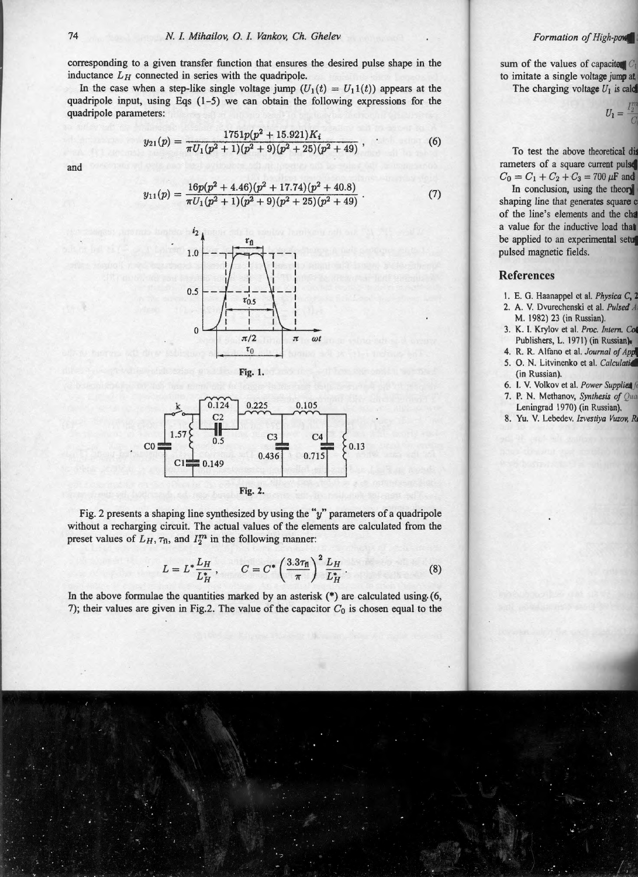corresponding to a given transfer function that ensures the desired pulse shape in the inductance $L_H$ connected in series with the quadripole.

In the case when a step-like single voltage jump ($U_1(t) = U_1 1(t)$) appears at the quadripole input, using Eqs (1-5) we can obtain the following expressions for the quadripole parameters:

$$y_{21}(p) = \frac{1751p(p^2 + 15.921)K_i}{\pi U_1(p^2 + 1)(p^2 + 9)(p^2 + 25)(p^2 + 49)}, \tag{6}$$

and

$$y_{11}(p) = \frac{16p(p^2 + 4.46)(p^2 + 17.74)(p^2 + 40.8)}{\pi U_1(p^2 + 1)(p^2 + 9)(p^2 + 25)(p^2 + 49)}. \tag{7}$$

Fig. 1.

Fig. 2.

Fig. 2 presents a shaping line synthesized by using the "$y$" parameters of a quadripole without a recharging circuit. The actual values of the elements are calculated from the preset values of $L_H$, $\tau_\Pi$, and $I_2^m$ in the following manner:

$$L = L^* \frac{L_H}{L_H^*}, \qquad C = C^* \left(\frac{3.3\tau_\Pi}{\pi}\right)^2 \frac{L_H}{L_H^*}. \tag{8}$$

In the above formulae the quantities marked by an asterisk (*) are calculated using (6, 7); their values are given in Fig.2. The value of the capacitor $C_0$ is chosen equal to the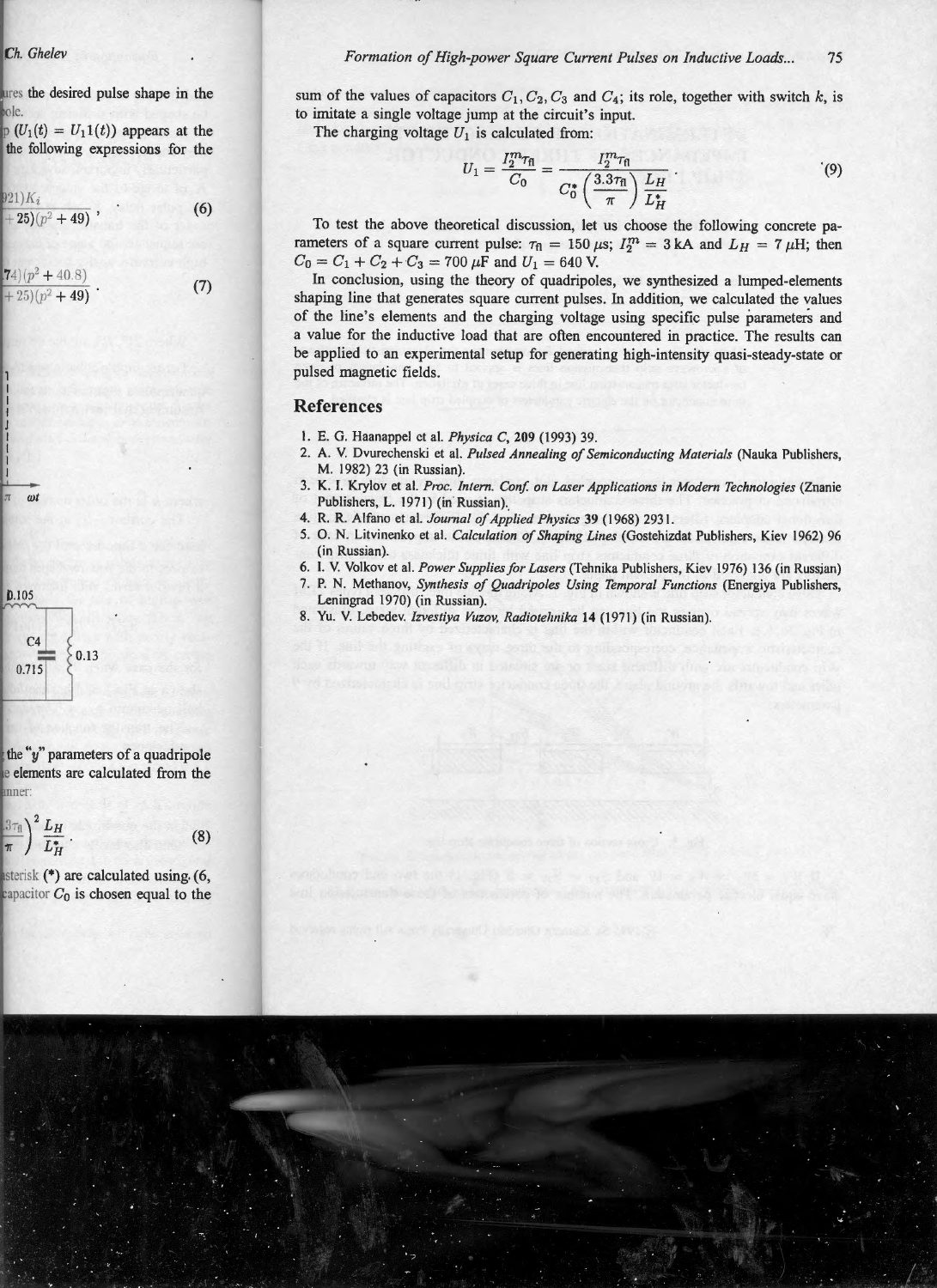sum of the values of capacitors $C_1, C_2, C_3$ and $C_4$; its role, together with switch $k$, is to imitate a single voltage jump at the circuit's input.

The charging voltage $U_1$ is calculated from:

$$U_1 = \frac{I_2^m \tau_\Pi}{C_0} = \frac{I_2^m \tau_\Pi}{C_0^* \left(\frac{3.3\tau_\Pi}{\pi}\right) \frac{L_H}{L_H^*}}. \tag{9}$$

To test the above theoretical discussion, let us choose the following concrete parameters of a square current pulse: $\tau_\Pi = 150\,\mu s$; $I_2^m = 3$ kA and $L_H = 7\,\mu$H; then $C_0 = C_1 + C_2 + C_3 = 700\,\mu$F and $U_1 = 640$ V.

In conclusion, using the theory of quadripoles, we synthesized a lumped-elements shaping line that generates square current pulses. In addition, we calculated the values of the line's elements and the charging voltage using specific pulse parameters and a value for the inductive load that are often encountered in practice. The results can be applied to an experimental setup for generating high-intensity quasi-steady-state or pulsed magnetic fields.

## References

1. E. G. Haanappel et al. *Physica C*, **209** (1993) 39.
2. A. V. Dvurechenski et al. *Pulsed Annealing of Semiconducting Materials* (Nauka Publishers, M. 1982) 23 (in Russian).
3. K. I. Krylov et al. *Proc. Intern. Conf. on Laser Applications in Modern Technologies* (Znanie Publishers, L. 1971) (in Russian).
4. R. R. Alfano et al. *Journal of Applied Physics* 39 (1968) 2931.
5. O. N. Litvinenko et al. *Calculation of Shaping Lines* (Gostehizdat Publishers, Kiev 1962) 96 (in Russian).
6. I. V. Volkov et al. *Power Supplies for Lasers* (Tehnika Publishers, Kiev 1976) 136 (in Russian)
7. P. N. Methanov, *Synthesis of Quadripoles Using Temporal Functions* (Energiya Publishers, Leningrad 1970) (in Russian).
8. Yu. V. Lebedev. *Izvestiya Vuzov, Radiotehnika* **14** (1971) (in Russian).